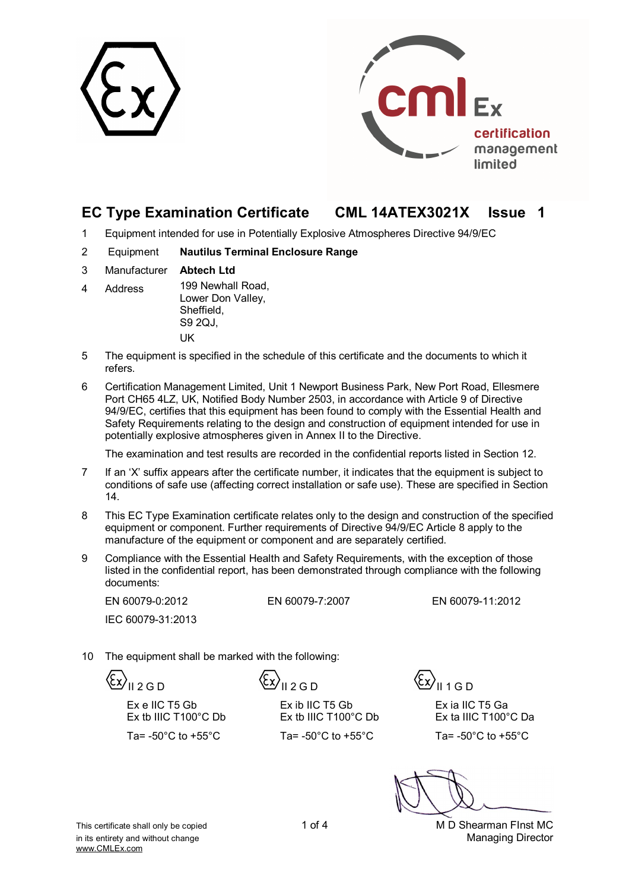cml Ex

certification management limited

# EC Type Examination Certificate CML 14ATEX3021X Issue 1

1 Equipment intended for use in Potentially Explosive Atmospheres Directive 94/9/EC

2 Equipment **Nautilus Terminal Enclosure Range**

3 Manufacturer **Abtech Ltd**

4 Address 199 Newhall Road,
Lower Don Valley,
Sheffield,
S9 2QJ,
UK

5 The equipment is specified in the schedule of this certificate and the documents to which it refers.

6 Certification Management Limited, Unit 1 Newport Business Park, New Port Road, Ellesmere Port CH65 4LZ, UK, Notified Body Number 2503, in accordance with Article 9 of Directive 94/9/EC, certifies that this equipment has been found to comply with the Essential Health and Safety Requirements relating to the design and construction of equipment intended for use in potentially explosive atmospheres given in Annex II to the Directive.

The examination and test results are recorded in the confidential reports listed in Section 12.

7 If an 'X' suffix appears after the certificate number, it indicates that the equipment is subject to conditions of safe use (affecting correct installation or safe use). These are specified in Section 14.

8 This EC Type Examination certificate relates only to the design and construction of the specified equipment or component. Further requirements of Directive 94/9/EC Article 8 apply to the manufacture of the equipment or component and are separately certified.

9 Compliance with the Essential Health and Safety Requirements, with the exception of those listed in the confidential report, has been demonstrated through compliance with the following documents:

EN 60079-0:2012 EN 60079-7:2007 EN 60079-11:2012

IEC 60079-31:2013

10 The equipment shall be marked with the following:

| | | |
|---|---|---|
| Ex II 2 G D | Ex II 2 G D | Ex II 1 G D |
| Ex e IIC T5 Gb | Ex ib IIC T5 Gb | Ex ia IIC T5 Ga |
| Ex tb IIIC T100°C Db | Ex tb IIIC T100°C Db | Ex ta IIIC T100°C Da |
| Ta= -50°C to +55°C | Ta= -50°C to +55°C | Ta= -50°C to +55°C |

M D Shearman FInst MC
Managing Director

This certificate shall only be copied in its entirety and without change
www.CMLEx.com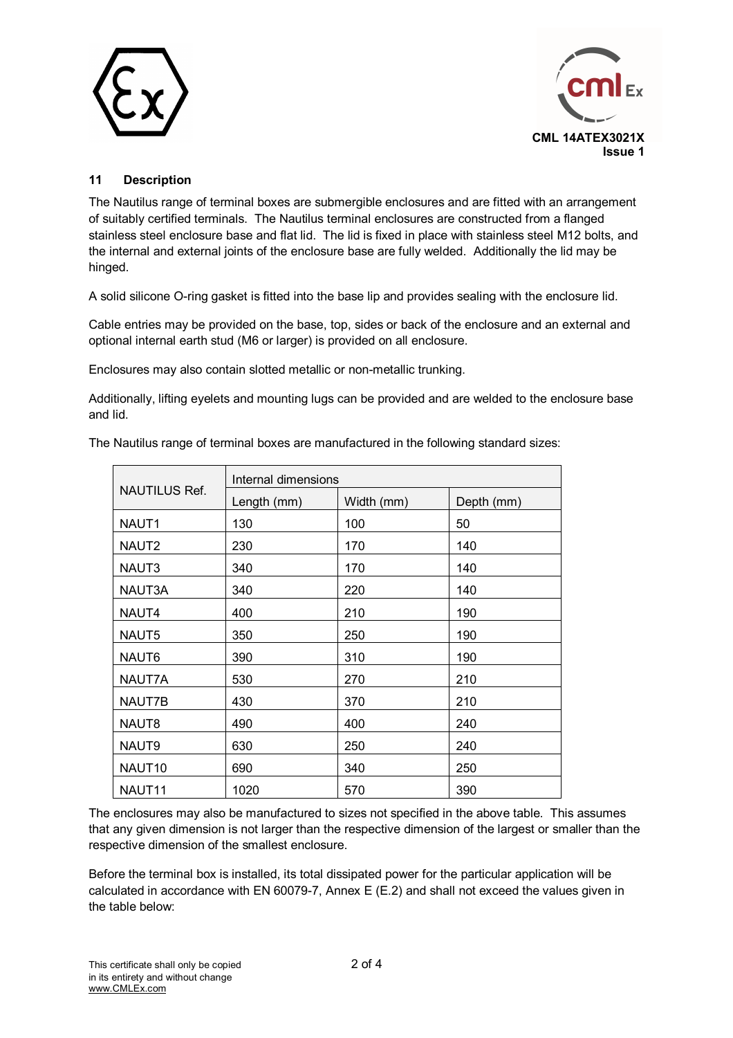## 11 Description

The Nautilus range of terminal boxes are submergible enclosures and are fitted with an arrangement of suitably certified terminals. The Nautilus terminal enclosures are constructed from a flanged stainless steel enclosure base and flat lid. The lid is fixed in place with stainless steel M12 bolts, and the internal and external joints of the enclosure base are fully welded. Additionally the lid may be hinged.

A solid silicone O-ring gasket is fitted into the base lip and provides sealing with the enclosure lid.

Cable entries may be provided on the base, top, sides or back of the enclosure and an external and optional internal earth stud (M6 or larger) is provided on all enclosure.

Enclosures may also contain slotted metallic or non-metallic trunking.

Additionally, lifting eyelets and mounting lugs can be provided and are welded to the enclosure base and lid.

The Nautilus range of terminal boxes are manufactured in the following standard sizes:

| NAUTILUS Ref. | Internal dimensions | | |
|---|---|---|---|
| | Length (mm) | Width (mm) | Depth (mm) |
| NAUT1 | 130 | 100 | 50 |
| NAUT2 | 230 | 170 | 140 |
| NAUT3 | 340 | 170 | 140 |
| NAUT3A | 340 | 220 | 140 |
| NAUT4 | 400 | 210 | 190 |
| NAUT5 | 350 | 250 | 190 |
| NAUT6 | 390 | 310 | 190 |
| NAUT7A | 530 | 270 | 210 |
| NAUT7B | 430 | 370 | 210 |
| NAUT8 | 490 | 400 | 240 |
| NAUT9 | 630 | 250 | 240 |
| NAUT10 | 690 | 340 | 250 |
| NAUT11 | 1020 | 570 | 390 |

The enclosures may also be manufactured to sizes not specified in the above table. This assumes that any given dimension is not larger than the respective dimension of the largest or smaller than the respective dimension of the smallest enclosure.

Before the terminal box is installed, its total dissipated power for the particular application will be calculated in accordance with EN 60079-7, Annex E (E.2) and shall not exceed the values given in the table below: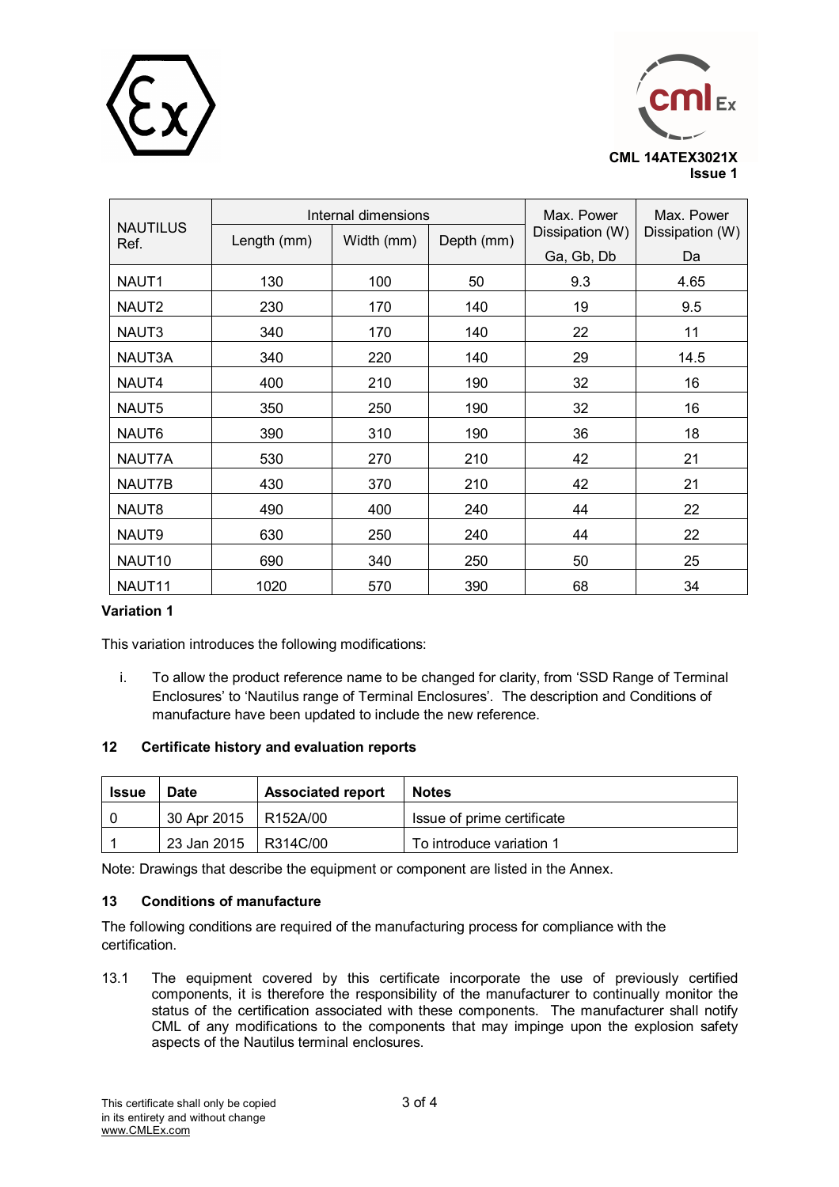| NAUTILUS Ref. | Internal dimensions | | | Max. Power Dissipation (W) | Max. Power Dissipation (W) |
|---|---|---|---|---|---|
| | Length (mm) | Width (mm) | Depth (mm) | Ga, Gb, Db | Da |
| NAUT1 | 130 | 100 | 50 | 9.3 | 4.65 |
| NAUT2 | 230 | 170 | 140 | 19 | 9.5 |
| NAUT3 | 340 | 170 | 140 | 22 | 11 |
| NAUT3A | 340 | 220 | 140 | 29 | 14.5 |
| NAUT4 | 400 | 210 | 190 | 32 | 16 |
| NAUT5 | 350 | 250 | 190 | 32 | 16 |
| NAUT6 | 390 | 310 | 190 | 36 | 18 |
| NAUT7A | 530 | 270 | 210 | 42 | 21 |
| NAUT7B | 430 | 370 | 210 | 42 | 21 |
| NAUT8 | 490 | 400 | 240 | 44 | 22 |
| NAUT9 | 630 | 250 | 240 | 44 | 22 |
| NAUT10 | 690 | 340 | 250 | 50 | 25 |
| NAUT11 | 1020 | 570 | 390 | 68 | 34 |

**Variation 1**

This variation introduces the following modifications:

i. To allow the product reference name to be changed for clarity, from 'SSD Range of Terminal Enclosures' to 'Nautilus range of Terminal Enclosures'. The description and Conditions of manufacture have been updated to include the new reference.

## 12 Certificate history and evaluation reports

| Issue | Date | Associated report | Notes |
|---|---|---|---|
| 0 | 30 Apr 2015 | R152A/00 | Issue of prime certificate |
| 1 | 23 Jan 2015 | R314C/00 | To introduce variation 1 |

Note: Drawings that describe the equipment or component are listed in the Annex.

## 13 Conditions of manufacture

The following conditions are required of the manufacturing process for compliance with the certification.

13.1 The equipment covered by this certificate incorporate the use of previously certified components, it is therefore the responsibility of the manufacturer to continually monitor the status of the certification associated with these components. The manufacturer shall notify CML of any modifications to the components that may impinge upon the explosion safety aspects of the Nautilus terminal enclosures.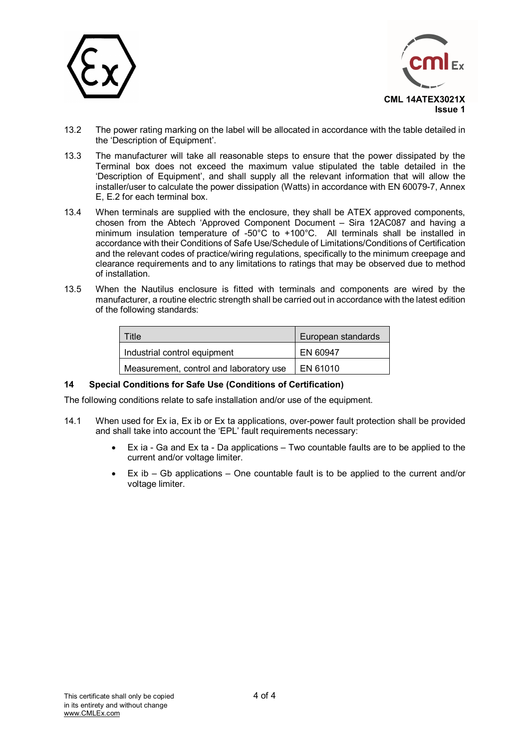13.2 The power rating marking on the label will be allocated in accordance with the table detailed in the 'Description of Equipment'.

13.3 The manufacturer will take all reasonable steps to ensure that the power dissipated by the Terminal box does not exceed the maximum value stipulated the table detailed in the 'Description of Equipment', and shall supply all the relevant information that will allow the installer/user to calculate the power dissipation (Watts) in accordance with EN 60079-7, Annex E, E.2 for each terminal box.

13.4 When terminals are supplied with the enclosure, they shall be ATEX approved components, chosen from the Abtech 'Approved Component Document – Sira 12AC087 and having a minimum insulation temperature of -50°C to +100°C. All terminals shall be installed in accordance with their Conditions of Safe Use/Schedule of Limitations/Conditions of Certification and the relevant codes of practice/wiring regulations, specifically to the minimum creepage and clearance requirements and to any limitations to ratings that may be observed due to method of installation.

13.5 When the Nautilus enclosure is fitted with terminals and components are wired by the manufacturer, a routine electric strength shall be carried out in accordance with the latest edition of the following standards:

| Title | European standards |
|---|---|
| Industrial control equipment | EN 60947 |
| Measurement, control and laboratory use | EN 61010 |

## 14 Special Conditions for Safe Use (Conditions of Certification)

The following conditions relate to safe installation and/or use of the equipment.

14.1 When used for Ex ia, Ex ib or Ex ta applications, over-power fault protection shall be provided and shall take into account the 'EPL' fault requirements necessary:

- Ex ia - Ga and Ex ta - Da applications – Two countable faults are to be applied to the current and/or voltage limiter.
- Ex ib – Gb applications – One countable fault is to be applied to the current and/or voltage limiter.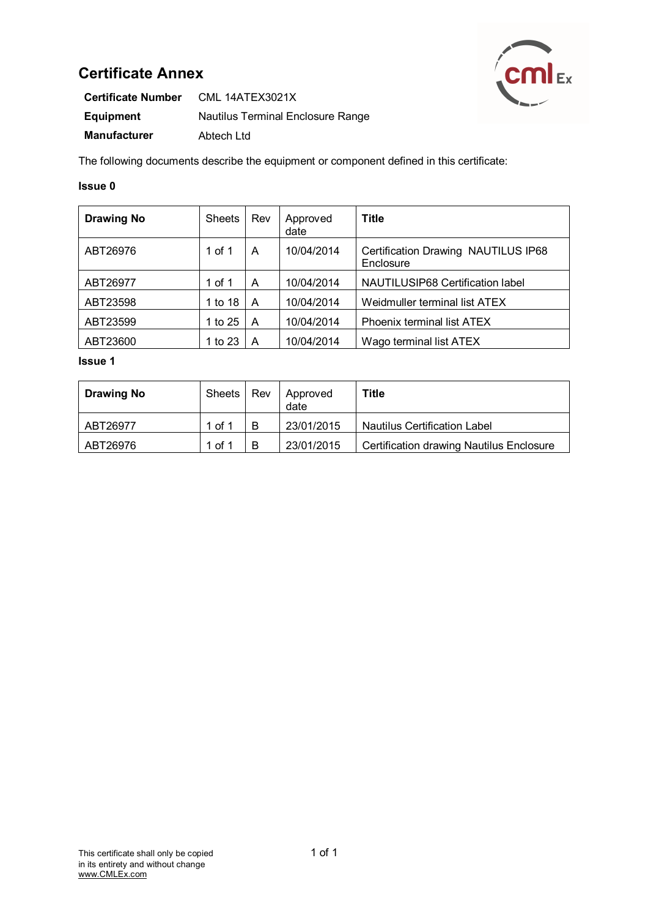## Certificate Annex

| | |
|---|---|
| **Certificate Number** | CML 14ATEX3021X |
| **Equipment** | Nautilus Terminal Enclosure Range |
| **Manufacturer** | Abtech Ltd |

The following documents describe the equipment or component defined in this certificate:

**Issue 0**

| **Drawing No** | Sheets | Rev | Approved date | **Title** |
|---|---|---|---|---|
| ABT26976 | 1 of 1 | A | 10/04/2014 | Certification Drawing NAUTILUS IP68 Enclosure |
| ABT26977 | 1 of 1 | A | 10/04/2014 | NAUTILUSIP68 Certification label |
| ABT23598 | 1 to 18 | A | 10/04/2014 | Weidmuller terminal list ATEX |
| ABT23599 | 1 to 25 | A | 10/04/2014 | Phoenix terminal list ATEX |
| ABT23600 | 1 to 23 | A | 10/04/2014 | Wago terminal list ATEX |

**Issue 1**

| **Drawing No** | Sheets | Rev | Approved date | **Title** |
|---|---|---|---|---|
| ABT26977 | 1 of 1 | B | 23/01/2015 | Nautilus Certification Label |
| ABT26976 | 1 of 1 | B | 23/01/2015 | Certification drawing Nautilus Enclosure |

This certificate shall only be copied in its entirety and without change
www.CMLEx.com